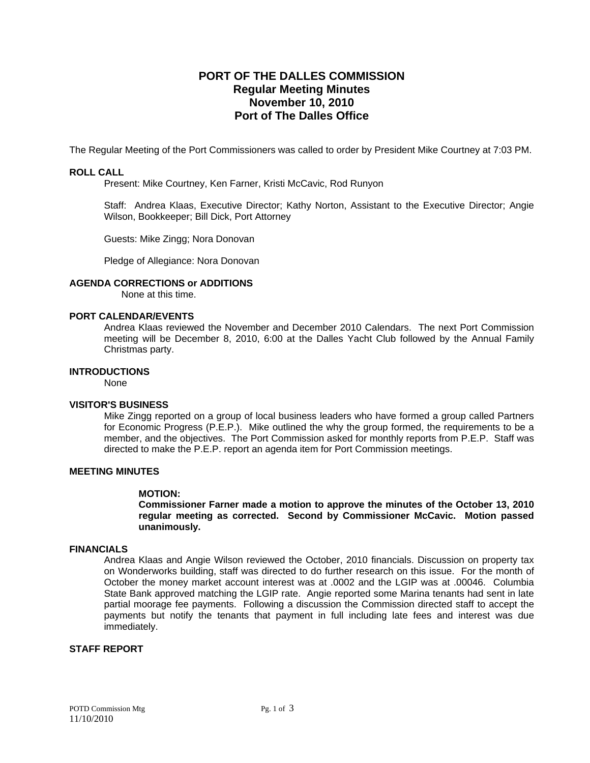# PORT OF THE DALLES COMMISSION
## Regular Meeting Minutes
## November 10, 2010
## Port of The Dalles Office

The Regular Meeting of the Port Commissioners was called to order by President Mike Courtney at 7:03 PM.

### ROLL CALL

Present: Mike Courtney, Ken Farner, Kristi McCavic, Rod Runyon

Staff: Andrea Klaas, Executive Director; Kathy Norton, Assistant to the Executive Director; Angie Wilson, Bookkeeper; Bill Dick, Port Attorney

Guests: Mike Zingg; Nora Donovan

Pledge of Allegiance: Nora Donovan

### AGENDA CORRECTIONS or ADDITIONS

None at this time.

### PORT CALENDAR/EVENTS

Andrea Klaas reviewed the November and December 2010 Calendars. The next Port Commission meeting will be December 8, 2010, 6:00 at the Dalles Yacht Club followed by the Annual Family Christmas party.

### INTRODUCTIONS

None

### VISITOR'S BUSINESS

Mike Zingg reported on a group of local business leaders who have formed a group called Partners for Economic Progress (P.E.P.). Mike outlined the why the group formed, the requirements to be a member, and the objectives. The Port Commission asked for monthly reports from P.E.P. Staff was directed to make the P.E.P. report an agenda item for Port Commission meetings.

### MEETING MINUTES

**MOTION:**
**Commissioner Farner made a motion to approve the minutes of the October 13, 2010 regular meeting as corrected. Second by Commissioner McCavic. Motion passed unanimously.**

### FINANCIALS

Andrea Klaas and Angie Wilson reviewed the October, 2010 financials. Discussion on property tax on Wonderworks building, staff was directed to do further research on this issue. For the month of October the money market account interest was at .0002 and the LGIP was at .00046. Columbia State Bank approved matching the LGIP rate. Angie reported some Marina tenants had sent in late partial moorage fee payments. Following a discussion the Commission directed staff to accept the payments but notify the tenants that payment in full including late fees and interest was due immediately.

### STAFF REPORT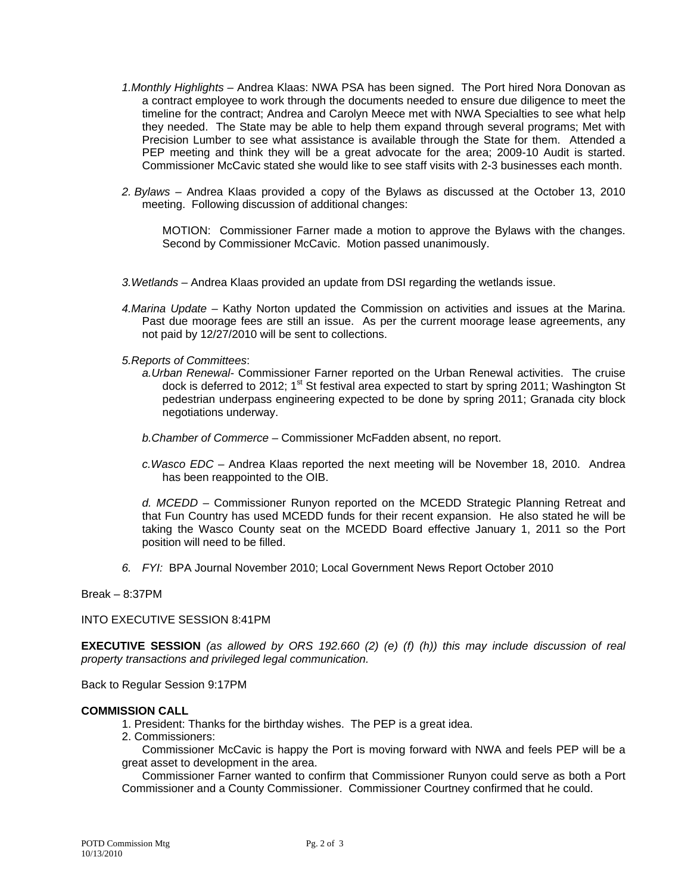1. *Monthly Highlights* – Andrea Klaas: NWA PSA has been signed. The Port hired Nora Donovan as a contract employee to work through the documents needed to ensure due diligence to meet the timeline for the contract; Andrea and Carolyn Meece met with NWA Specialties to see what help they needed. The State may be able to help them expand through several programs; Met with Precision Lumber to see what assistance is available through the State for them. Attended a PEP meeting and think they will be a great advocate for the area; 2009-10 Audit is started. Commissioner McCavic stated she would like to see staff visits with 2-3 businesses each month.

2. *Bylaws* – Andrea Klaas provided a copy of the Bylaws as discussed at the October 13, 2010 meeting. Following discussion of additional changes:

   MOTION: Commissioner Farner made a motion to approve the Bylaws with the changes. Second by Commissioner McCavic. Motion passed unanimously.

3. *Wetlands* – Andrea Klaas provided an update from DSI regarding the wetlands issue.

4. *Marina Update* – Kathy Norton updated the Commission on activities and issues at the Marina. Past due moorage fees are still an issue. As per the current moorage lease agreements, any not paid by 12/27/2010 will be sent to collections.

5. *Reports of Committees*:

   a. *Urban Renewal*- Commissioner Farner reported on the Urban Renewal activities. The cruise dock is deferred to 2012; 1st St festival area expected to start by spring 2011; Washington St pedestrian underpass engineering expected to be done by spring 2011; Granada city block negotiations underway.

   b. *Chamber of Commerce* – Commissioner McFadden absent, no report.

   c. *Wasco EDC* – Andrea Klaas reported the next meeting will be November 18, 2010. Andrea has been reappointed to the OIB.

   d. *MCEDD* – Commissioner Runyon reported on the MCEDD Strategic Planning Retreat and that Fun Country has used MCEDD funds for their recent expansion. He also stated he will be taking the Wasco County seat on the MCEDD Board effective January 1, 2011 so the Port position will need to be filled.

6. *FYI:* BPA Journal November 2010; Local Government News Report October 2010

Break – 8:37PM

INTO EXECUTIVE SESSION 8:41PM

**EXECUTIVE SESSION** *(as allowed by ORS 192.660 (2) (e) (f) (h)) this may include discussion of real property transactions and privileged legal communication.*

Back to Regular Session 9:17PM

**COMMISSION CALL**

1. President: Thanks for the birthday wishes. The PEP is a great idea.
2. Commissioners:

   Commissioner McCavic is happy the Port is moving forward with NWA and feels PEP will be a great asset to development in the area.

   Commissioner Farner wanted to confirm that Commissioner Runyon could serve as both a Port Commissioner and a County Commissioner. Commissioner Courtney confirmed that he could.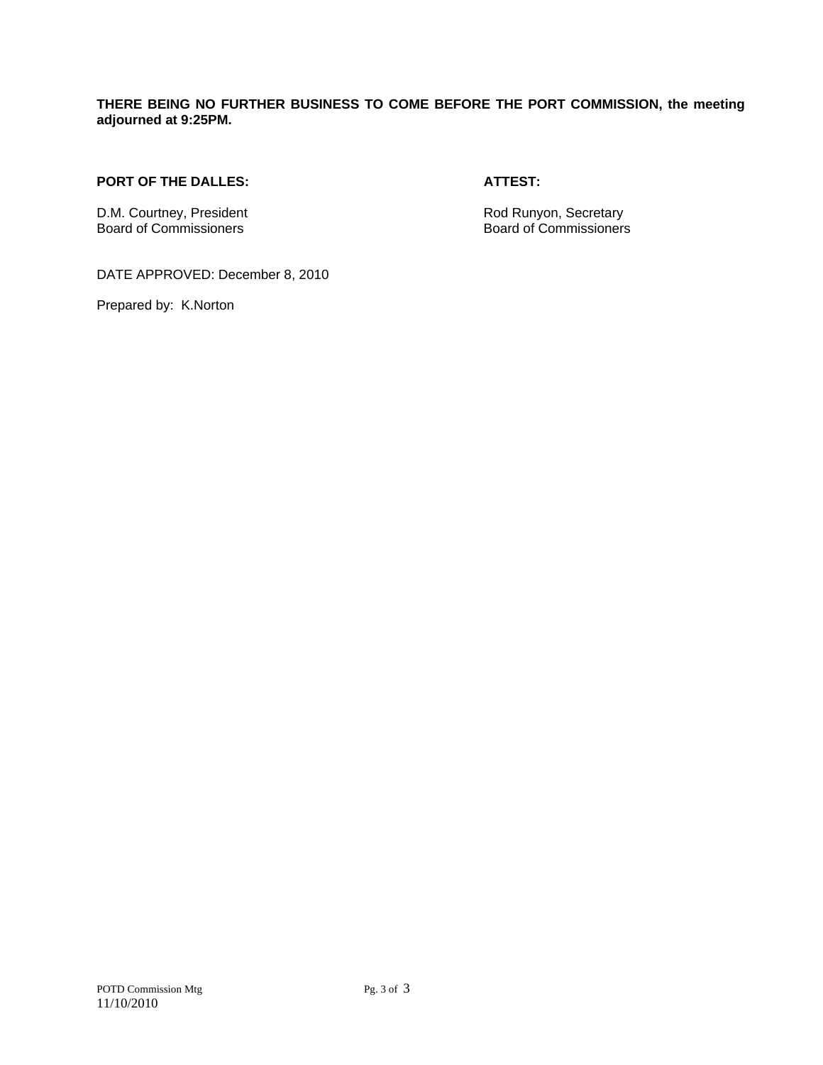**THERE BEING NO FURTHER BUSINESS TO COME BEFORE THE PORT COMMISSION, the meeting adjourned at 9:25PM.**

**PORT OF THE DALLES:**

D.M. Courtney, President
Board of Commissioners

**ATTEST:**

Rod Runyon, Secretary
Board of Commissioners

DATE APPROVED: December 8, 2010

Prepared by: K.Norton